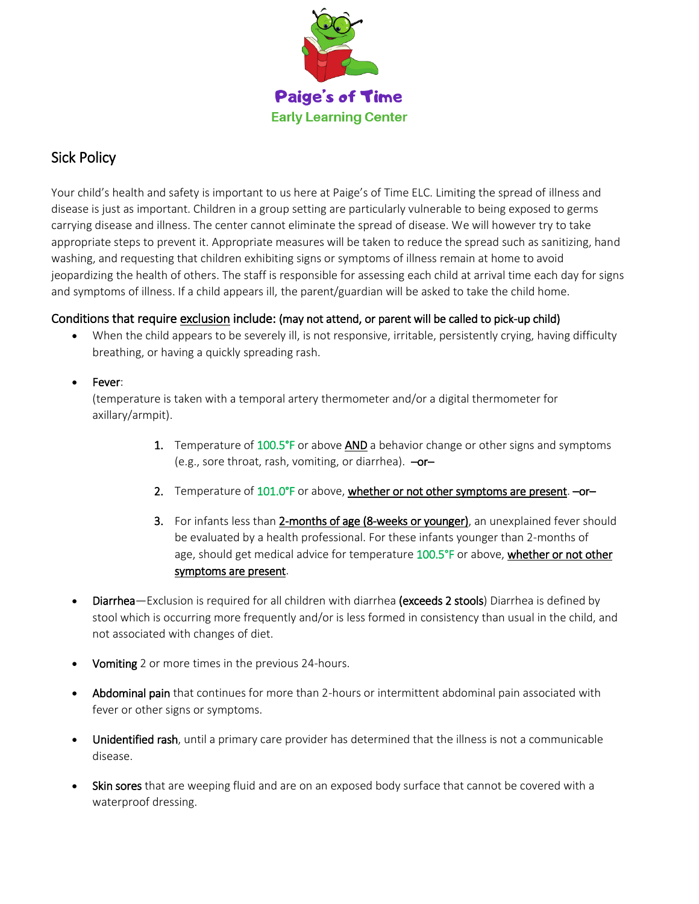Paige's of Time

Early Learning Center

## Sick Policy

Your child's health and safety is important to us here at Paige's of Time ELC. Limiting the spread of illness and disease is just as important. Children in a group setting are particularly vulnerable to being exposed to germs carrying disease and illness. The center cannot eliminate the spread of disease. We will however try to take appropriate steps to prevent it. Appropriate measures will be taken to reduce the spread such as sanitizing, hand washing, and requesting that children exhibiting signs or symptoms of illness remain at home to avoid jeopardizing the health of others. The staff is responsible for assessing each child at arrival time each day for signs and symptoms of illness. If a child appears ill, the parent/guardian will be asked to take the child home.

### Conditions that require exclusion include: (may not attend, or parent will be called to pick-up child)

- When the child appears to be severely ill, is not responsive, irritable, persistently crying, having difficulty breathing, or having a quickly spreading rash.
- Fever:
  (temperature is taken with a temporal artery thermometer and/or a digital thermometer for axillary/armpit).
  1. Temperature of 100.5°F or above **AND** a behavior change or other signs and symptoms (e.g., sore throat, rash, vomiting, or diarrhea). **–or–**
  2. Temperature of 101.0°F or above, whether or not other symptoms are present. **–or–**
  3. For infants less than 2-months of age (8-weeks or younger), an unexplained fever should be evaluated by a health professional. For these infants younger than 2-months of age, should get medical advice for temperature 100.5°F or above, whether or not other symptoms are present.
- Diarrhea—Exclusion is required for all children with diarrhea (**exceeds 2 stools**) Diarrhea is defined by stool which is occurring more frequently and/or is less formed in consistency than usual in the child, and not associated with changes of diet.
- Vomiting 2 or more times in the previous 24-hours.
- Abdominal pain that continues for more than 2-hours or intermittent abdominal pain associated with fever or other signs or symptoms.
- Unidentified rash, until a primary care provider has determined that the illness is not a communicable disease.
- Skin sores that are weeping fluid and are on an exposed body surface that cannot be covered with a waterproof dressing.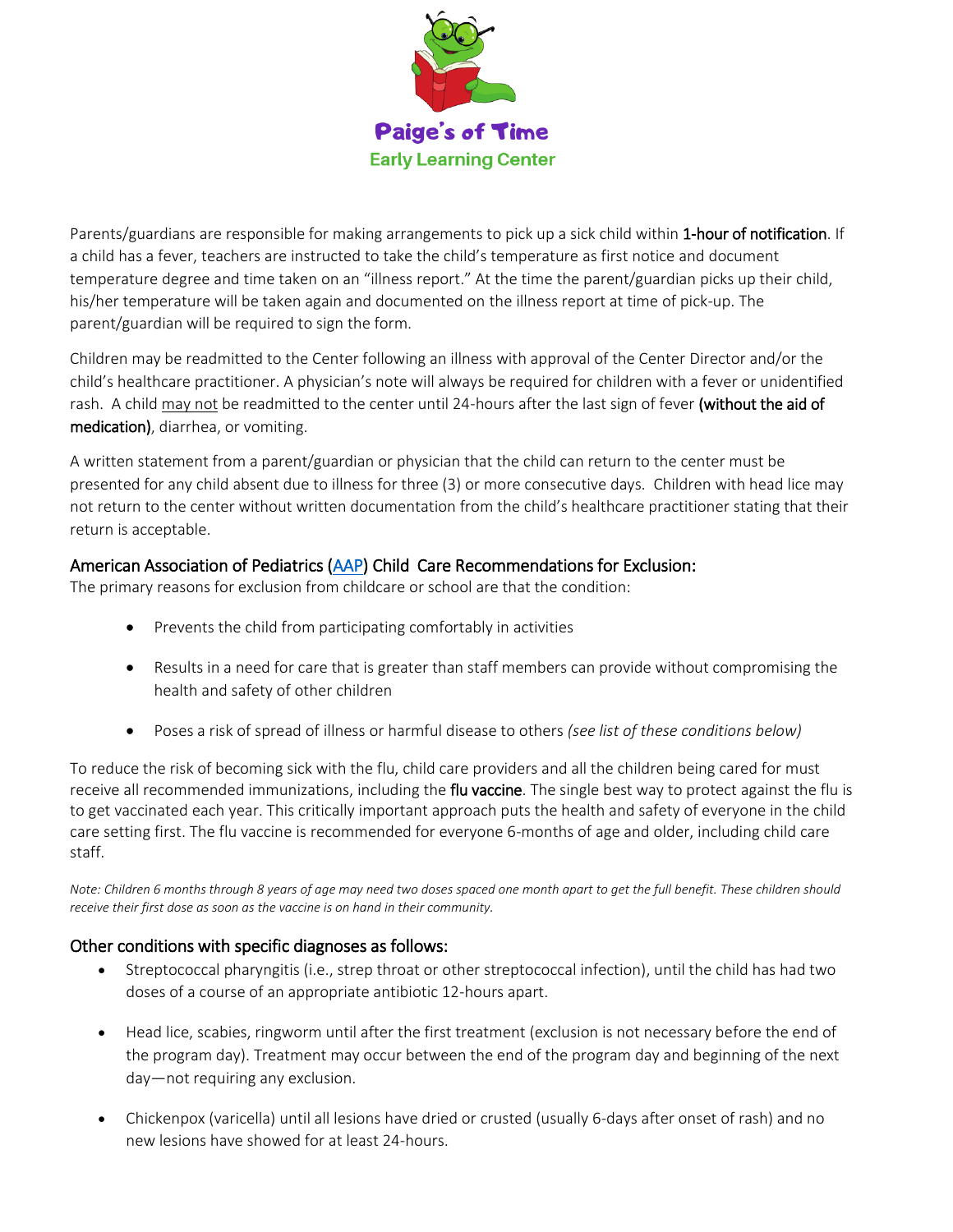Parents/guardians are responsible for making arrangements to pick up a sick child within **1-hour of notification**. If a child has a fever, teachers are instructed to take the child's temperature as first notice and document temperature degree and time taken on an "illness report." At the time the parent/guardian picks up their child, his/her temperature will be taken again and documented on the illness report at time of pick-up. The parent/guardian will be required to sign the form.

Children may be readmitted to the Center following an illness with approval of the Center Director and/or the child's healthcare practitioner. A physician's note will always be required for children with a fever or unidentified rash. A child may not be readmitted to the center until 24-hours after the last sign of fever **(without the aid of medication)**, diarrhea, or vomiting.

A written statement from a parent/guardian or physician that the child can return to the center must be presented for any child absent due to illness for three (3) or more consecutive days. Children with head lice may not return to the center without written documentation from the child's healthcare practitioner stating that their return is acceptable.

## American Association of Pediatrics (AAP) Child Care Recommendations for Exclusion:

The primary reasons for exclusion from childcare or school are that the condition:

- Prevents the child from participating comfortably in activities
- Results in a need for care that is greater than staff members can provide without compromising the health and safety of other children
- Poses a risk of spread of illness or harmful disease to others *(see list of these conditions below)*

To reduce the risk of becoming sick with the flu, child care providers and all the children being cared for must receive all recommended immunizations, including the **flu vaccine**. The single best way to protect against the flu is to get vaccinated each year. This critically important approach puts the health and safety of everyone in the child care setting first. The flu vaccine is recommended for everyone 6-months of age and older, including child care staff.

*Note: Children 6 months through 8 years of age may need two doses spaced one month apart to get the full benefit. These children should receive their first dose as soon as the vaccine is on hand in their community.*

## Other conditions with specific diagnoses as follows:

- Streptococcal pharyngitis (i.e., strep throat or other streptococcal infection), until the child has had two doses of a course of an appropriate antibiotic 12-hours apart.
- Head lice, scabies, ringworm until after the first treatment (exclusion is not necessary before the end of the program day). Treatment may occur between the end of the program day and beginning of the next day—not requiring any exclusion.
- Chickenpox (varicella) until all lesions have dried or crusted (usually 6-days after onset of rash) and no new lesions have showed for at least 24-hours.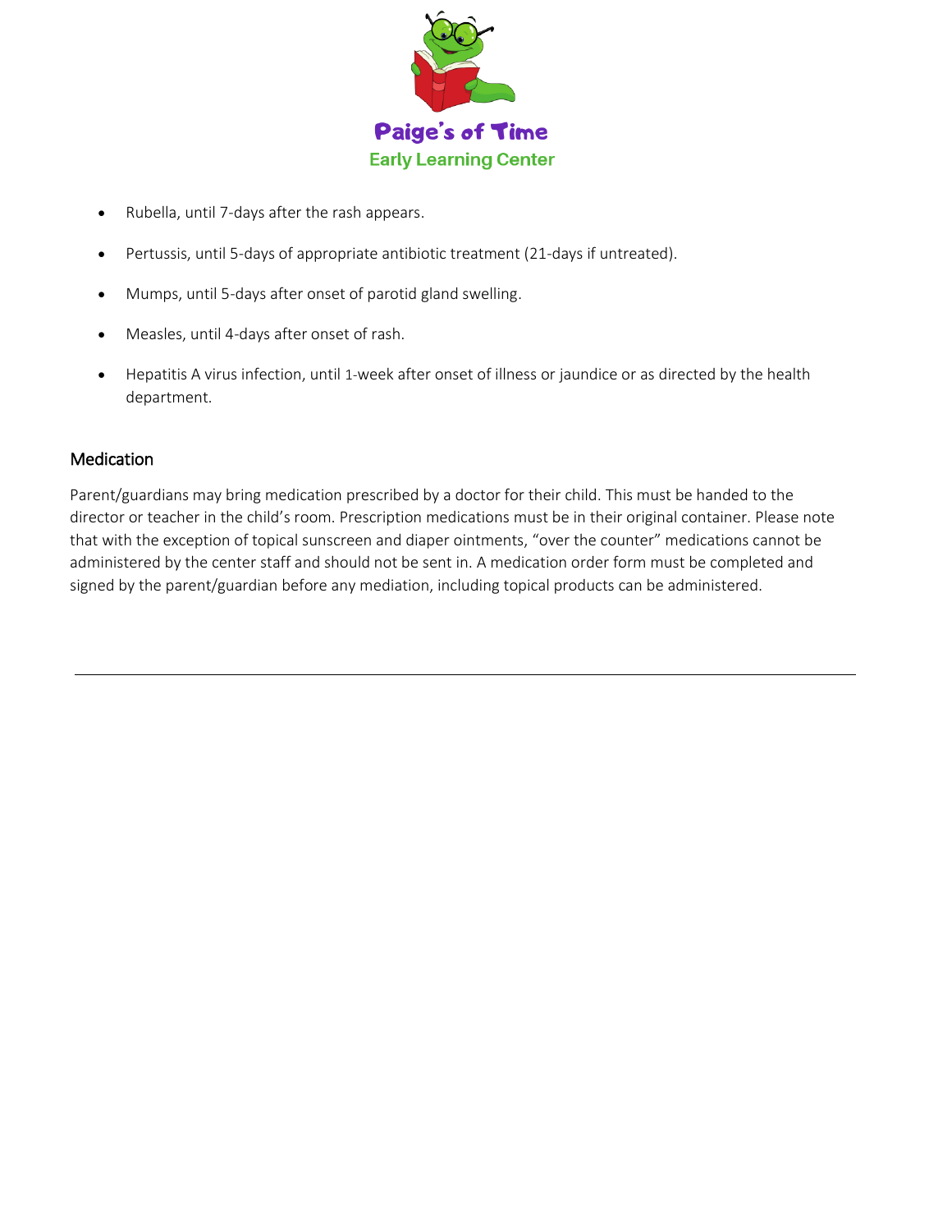- Rubella, until 7-days after the rash appears.
- Pertussis, until 5-days of appropriate antibiotic treatment (21-days if untreated).
- Mumps, until 5-days after onset of parotid gland swelling.
- Measles, until 4-days after onset of rash.
- Hepatitis A virus infection, until 1-week after onset of illness or jaundice or as directed by the health department.

## Medication

Parent/guardians may bring medication prescribed by a doctor for their child. This must be handed to the director or teacher in the child's room. Prescription medications must be in their original container. Please note that with the exception of topical sunscreen and diaper ointments, "over the counter" medications cannot be administered by the center staff and should not be sent in. A medication order form must be completed and signed by the parent/guardian before any mediation, including topical products can be administered.

---